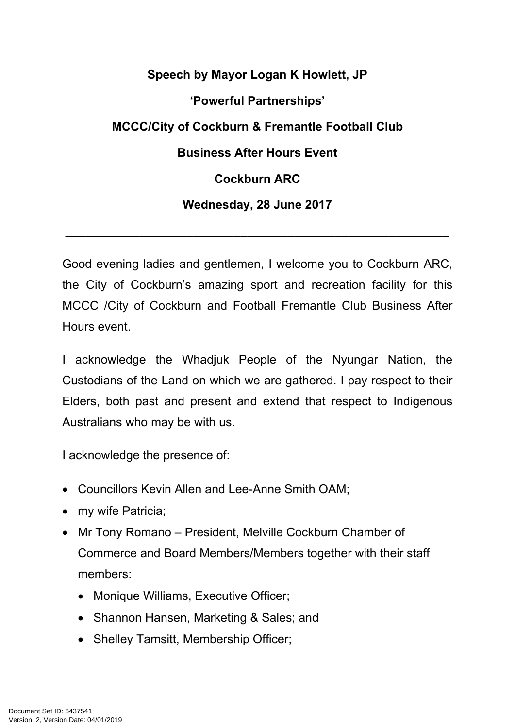**Speech by Mayor Logan K Howlett, JP**

**'Powerful Partnerships'**

**MCCC/City of Cockburn & Fremantle Football Club**

**Business After Hours Event**

**Cockburn ARC**

**Wednesday, 28 June 2017**

---

Good evening ladies and gentlemen, I welcome you to Cockburn ARC, the City of Cockburn's amazing sport and recreation facility for this MCCC /City of Cockburn and Football Fremantle Club Business After Hours event.

I acknowledge the Whadjuk People of the Nyungar Nation, the Custodians of the Land on which we are gathered. I pay respect to their Elders, both past and present and extend that respect to Indigenous Australians who may be with us.

I acknowledge the presence of:

- Councillors Kevin Allen and Lee-Anne Smith OAM;
- my wife Patricia;
- Mr Tony Romano – President, Melville Cockburn Chamber of Commerce and Board Members/Members together with their staff members:
  - Monique Williams, Executive Officer;
  - Shannon Hansen, Marketing & Sales; and
  - Shelley Tamsitt, Membership Officer;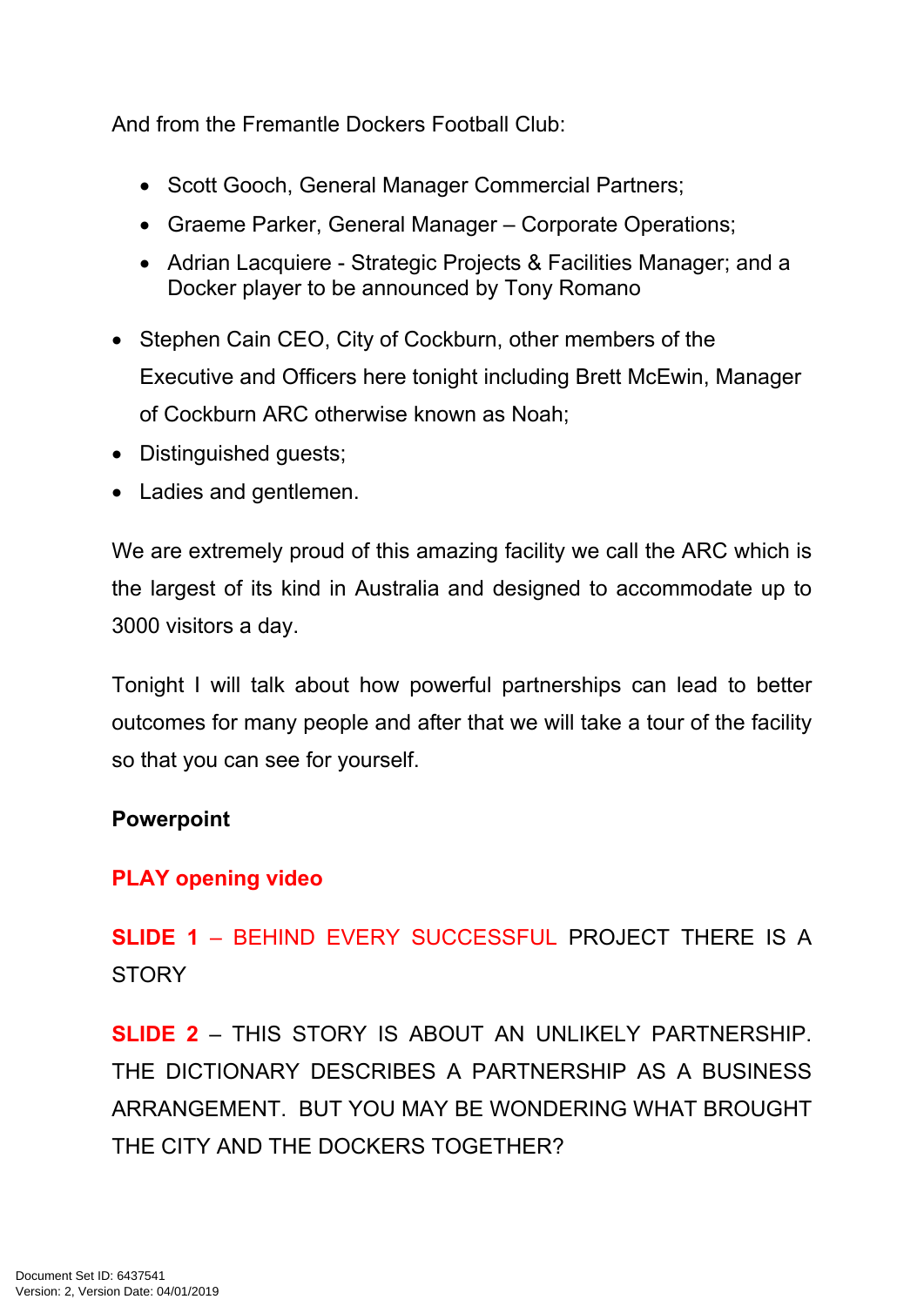And from the Fremantle Dockers Football Club:

- Scott Gooch, General Manager Commercial Partners;
- Graeme Parker, General Manager – Corporate Operations;
- Adrian Lacquiere - Strategic Projects & Facilities Manager; and a Docker player to be announced by Tony Romano

- Stephen Cain CEO, City of Cockburn, other members of the Executive and Officers here tonight including Brett McEwin, Manager of Cockburn ARC otherwise known as Noah;
- Distinguished guests;
- Ladies and gentlemen.

We are extremely proud of this amazing facility we call the ARC which is the largest of its kind in Australia and designed to accommodate up to 3000 visitors a day.

Tonight I will talk about how powerful partnerships can lead to better outcomes for many people and after that we will take a tour of the facility so that you can see for yourself.

**Powerpoint**

**PLAY opening video**

**SLIDE 1** – BEHIND EVERY SUCCESSFUL PROJECT THERE IS A STORY

**SLIDE 2** – THIS STORY IS ABOUT AN UNLIKELY PARTNERSHIP. THE DICTIONARY DESCRIBES A PARTNERSHIP AS A BUSINESS ARRANGEMENT. BUT YOU MAY BE WONDERING WHAT BROUGHT THE CITY AND THE DOCKERS TOGETHER?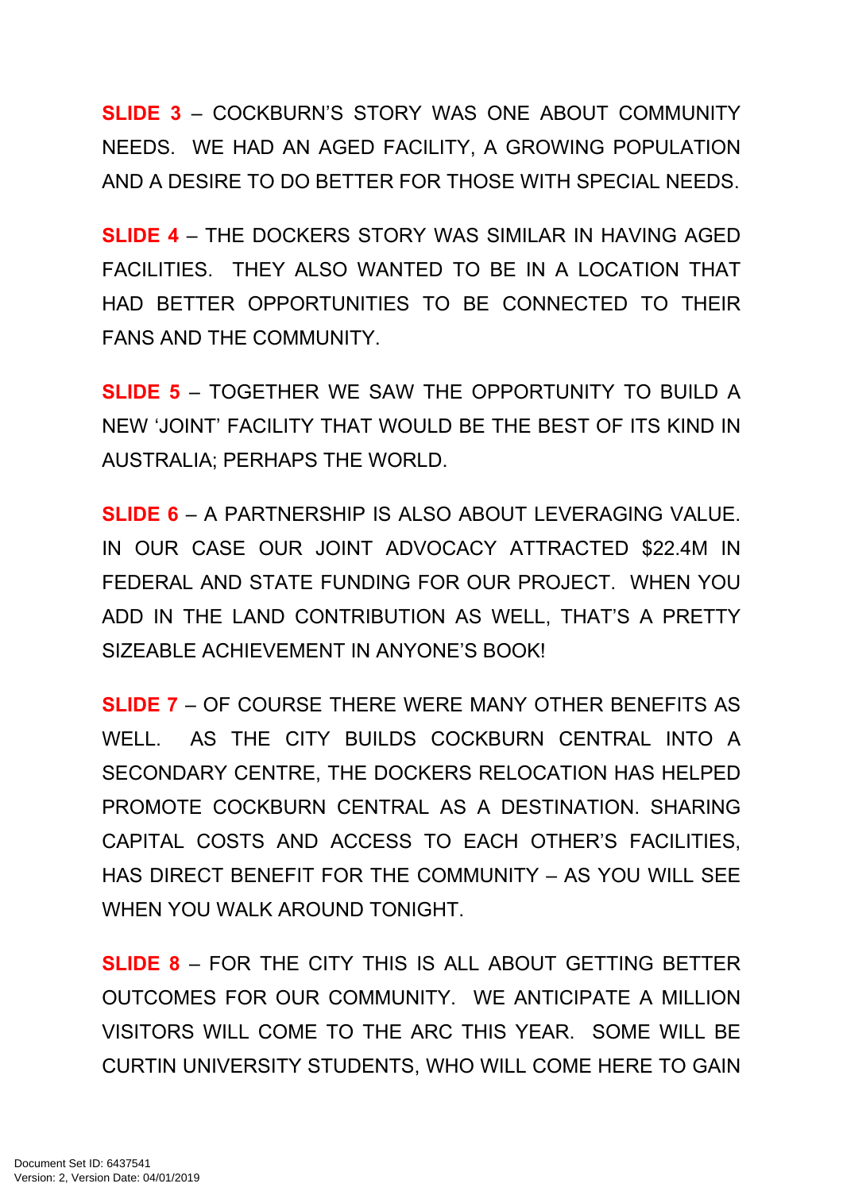**SLIDE 3** – COCKBURN'S STORY WAS ONE ABOUT COMMUNITY NEEDS. WE HAD AN AGED FACILITY, A GROWING POPULATION AND A DESIRE TO DO BETTER FOR THOSE WITH SPECIAL NEEDS.

**SLIDE 4** – THE DOCKERS STORY WAS SIMILAR IN HAVING AGED FACILITIES. THEY ALSO WANTED TO BE IN A LOCATION THAT HAD BETTER OPPORTUNITIES TO BE CONNECTED TO THEIR FANS AND THE COMMUNITY.

**SLIDE 5** – TOGETHER WE SAW THE OPPORTUNITY TO BUILD A NEW 'JOINT' FACILITY THAT WOULD BE THE BEST OF ITS KIND IN AUSTRALIA; PERHAPS THE WORLD.

**SLIDE 6** – A PARTNERSHIP IS ALSO ABOUT LEVERAGING VALUE. IN OUR CASE OUR JOINT ADVOCACY ATTRACTED $22.4M IN FEDERAL AND STATE FUNDING FOR OUR PROJECT. WHEN YOU ADD IN THE LAND CONTRIBUTION AS WELL, THAT'S A PRETTY SIZEABLE ACHIEVEMENT IN ANYONE'S BOOK!

**SLIDE 7** – OF COURSE THERE WERE MANY OTHER BENEFITS AS WELL. AS THE CITY BUILDS COCKBURN CENTRAL INTO A SECONDARY CENTRE, THE DOCKERS RELOCATION HAS HELPED PROMOTE COCKBURN CENTRAL AS A DESTINATION. SHARING CAPITAL COSTS AND ACCESS TO EACH OTHER'S FACILITIES, HAS DIRECT BENEFIT FOR THE COMMUNITY – AS YOU WILL SEE WHEN YOU WALK AROUND TONIGHT.

**SLIDE 8** – FOR THE CITY THIS IS ALL ABOUT GETTING BETTER OUTCOMES FOR OUR COMMUNITY. WE ANTICIPATE A MILLION VISITORS WILL COME TO THE ARC THIS YEAR. SOME WILL BE CURTIN UNIVERSITY STUDENTS, WHO WILL COME HERE TO GAIN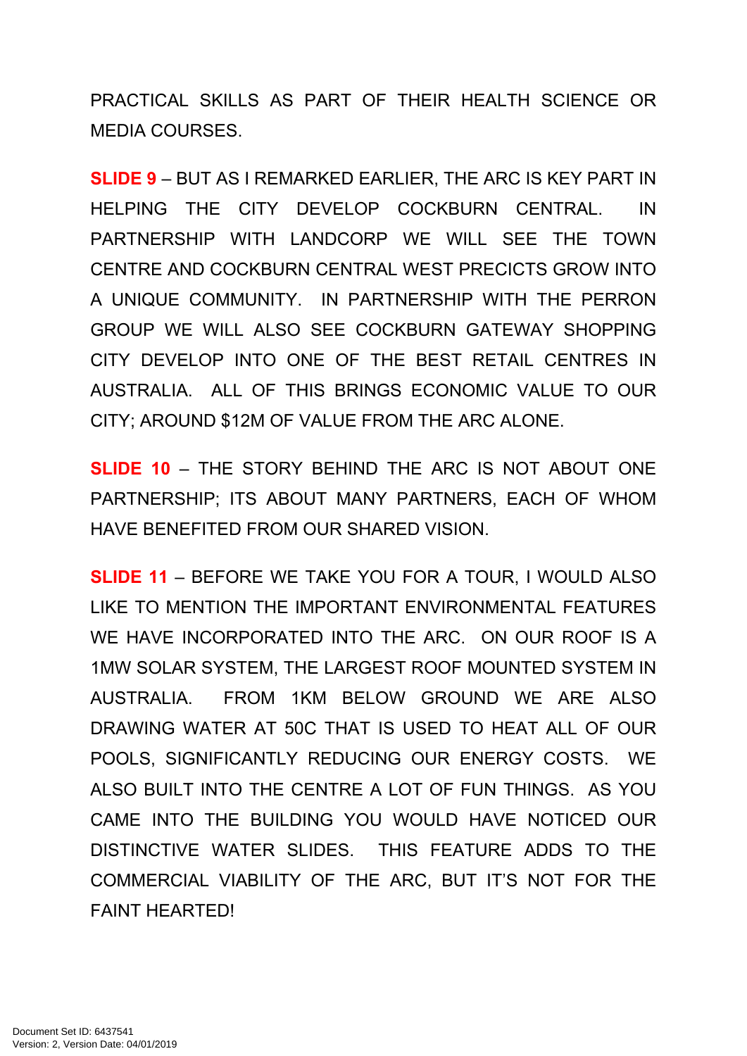PRACTICAL SKILLS AS PART OF THEIR HEALTH SCIENCE OR MEDIA COURSES.

**SLIDE 9** – BUT AS I REMARKED EARLIER, THE ARC IS KEY PART IN HELPING THE CITY DEVELOP COCKBURN CENTRAL. IN PARTNERSHIP WITH LANDCORP WE WILL SEE THE TOWN CENTRE AND COCKBURN CENTRAL WEST PRECICTS GROW INTO A UNIQUE COMMUNITY. IN PARTNERSHIP WITH THE PERRON GROUP WE WILL ALSO SEE COCKBURN GATEWAY SHOPPING CITY DEVELOP INTO ONE OF THE BEST RETAIL CENTRES IN AUSTRALIA. ALL OF THIS BRINGS ECONOMIC VALUE TO OUR CITY; AROUND $12M OF VALUE FROM THE ARC ALONE.

**SLIDE 10** – THE STORY BEHIND THE ARC IS NOT ABOUT ONE PARTNERSHIP; ITS ABOUT MANY PARTNERS, EACH OF WHOM HAVE BENEFITED FROM OUR SHARED VISION.

**SLIDE 11** – BEFORE WE TAKE YOU FOR A TOUR, I WOULD ALSO LIKE TO MENTION THE IMPORTANT ENVIRONMENTAL FEATURES WE HAVE INCORPORATED INTO THE ARC. ON OUR ROOF IS A 1MW SOLAR SYSTEM, THE LARGEST ROOF MOUNTED SYSTEM IN AUSTRALIA. FROM 1KM BELOW GROUND WE ARE ALSO DRAWING WATER AT 50C THAT IS USED TO HEAT ALL OF OUR POOLS, SIGNIFICANTLY REDUCING OUR ENERGY COSTS. WE ALSO BUILT INTO THE CENTRE A LOT OF FUN THINGS. AS YOU CAME INTO THE BUILDING YOU WOULD HAVE NOTICED OUR DISTINCTIVE WATER SLIDES. THIS FEATURE ADDS TO THE COMMERCIAL VIABILITY OF THE ARC, BUT IT'S NOT FOR THE FAINT HEARTED!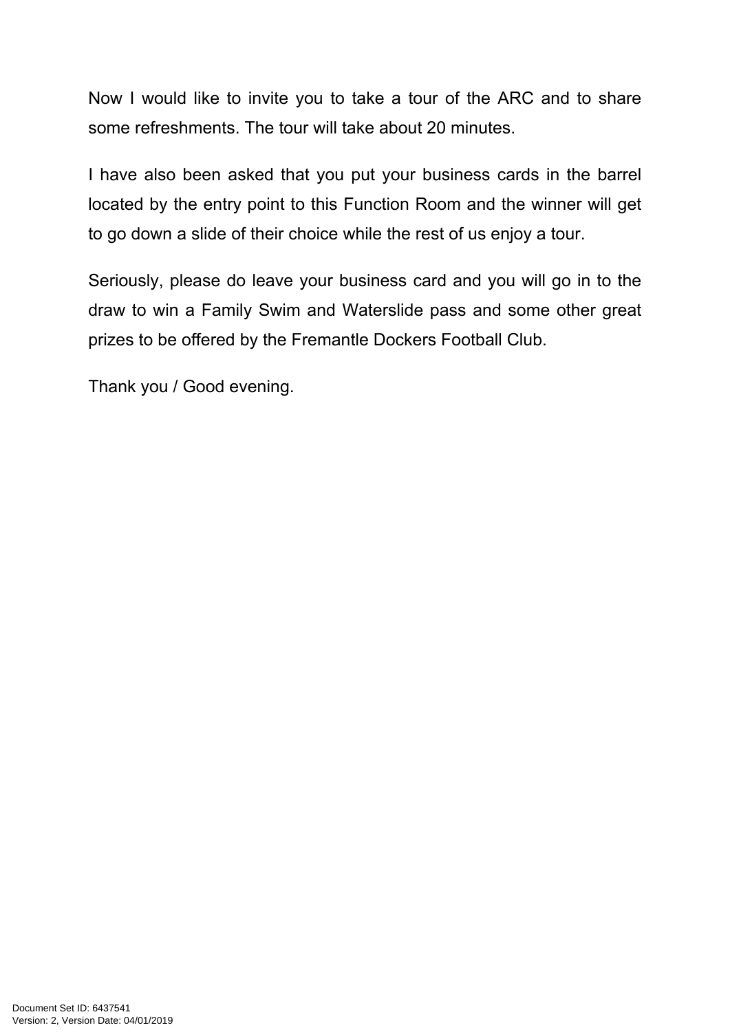Now I would like to invite you to take a tour of the ARC and to share some refreshments. The tour will take about 20 minutes.

I have also been asked that you put your business cards in the barrel located by the entry point to this Function Room and the winner will get to go down a slide of their choice while the rest of us enjoy a tour.

Seriously, please do leave your business card and you will go in to the draw to win a Family Swim and Waterslide pass and some other great prizes to be offered by the Fremantle Dockers Football Club.

Thank you / Good evening.